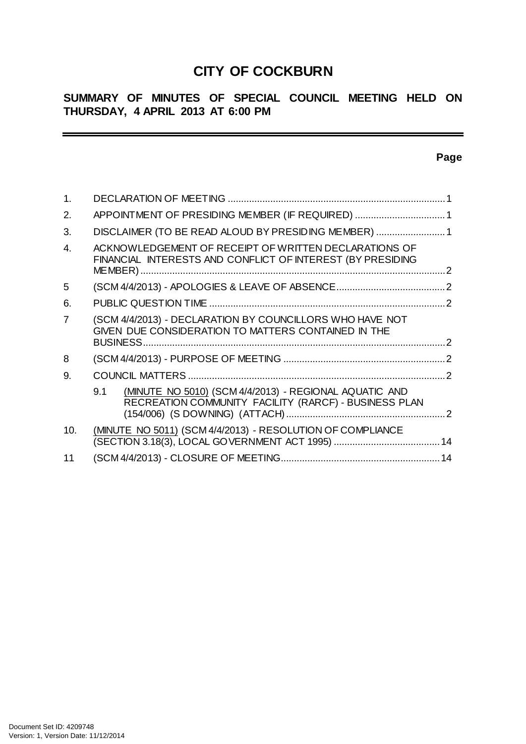# CITY OF COCKBURN

## SUMMARY OF MINUTES OF SPECIAL COUNCIL MEETING HELD ON THURSDAY, 4 APRIL 2013 AT 6:00 PM

**Page**

| | | Page |
|---|---|---|
| 1. | DECLARATION OF MEETING | 1 |
| 2. | APPOINTMENT OF PRESIDING MEMBER (IF REQUIRED) | 1 |
| 3. | DISCLAIMER (TO BE READ ALOUD BY PRESIDING MEMBER) | 1 |
| 4. | ACKNOWLEDGEMENT OF RECEIPT OF WRITTEN DECLARATIONS OF FINANCIAL INTERESTS AND CONFLICT OF INTEREST (BY PRESIDING MEMBER) | 2 |
| 5 | (SCM 4/4/2013) - APOLOGIES & LEAVE OF ABSENCE | 2 |
| 6. | PUBLIC QUESTION TIME | 2 |
| 7 | (SCM 4/4/2013) - DECLARATION BY COUNCILLORS WHO HAVE NOT GIVEN DUE CONSIDERATION TO MATTERS CONTAINED IN THE BUSINESS | 2 |
| 8 | (SCM 4/4/2013) - PURPOSE OF MEETING | 2 |
| 9. | COUNCIL MATTERS | 2 |
| | 9.1 (MINUTE NO 5010) (SCM 4/4/2013) - REGIONAL AQUATIC AND RECREATION COMMUNITY FACILITY (RARCF) - BUSINESS PLAN (154/006) (S DOWNING) (ATTACH) | 2 |
| 10. | (MINUTE NO 5011) (SCM 4/4/2013) - RESOLUTION OF COMPLIANCE (SECTION 3.18(3), LOCAL GOVERNMENT ACT 1995) | 14 |
| 11 | (SCM 4/4/2013) - CLOSURE OF MEETING | 14 |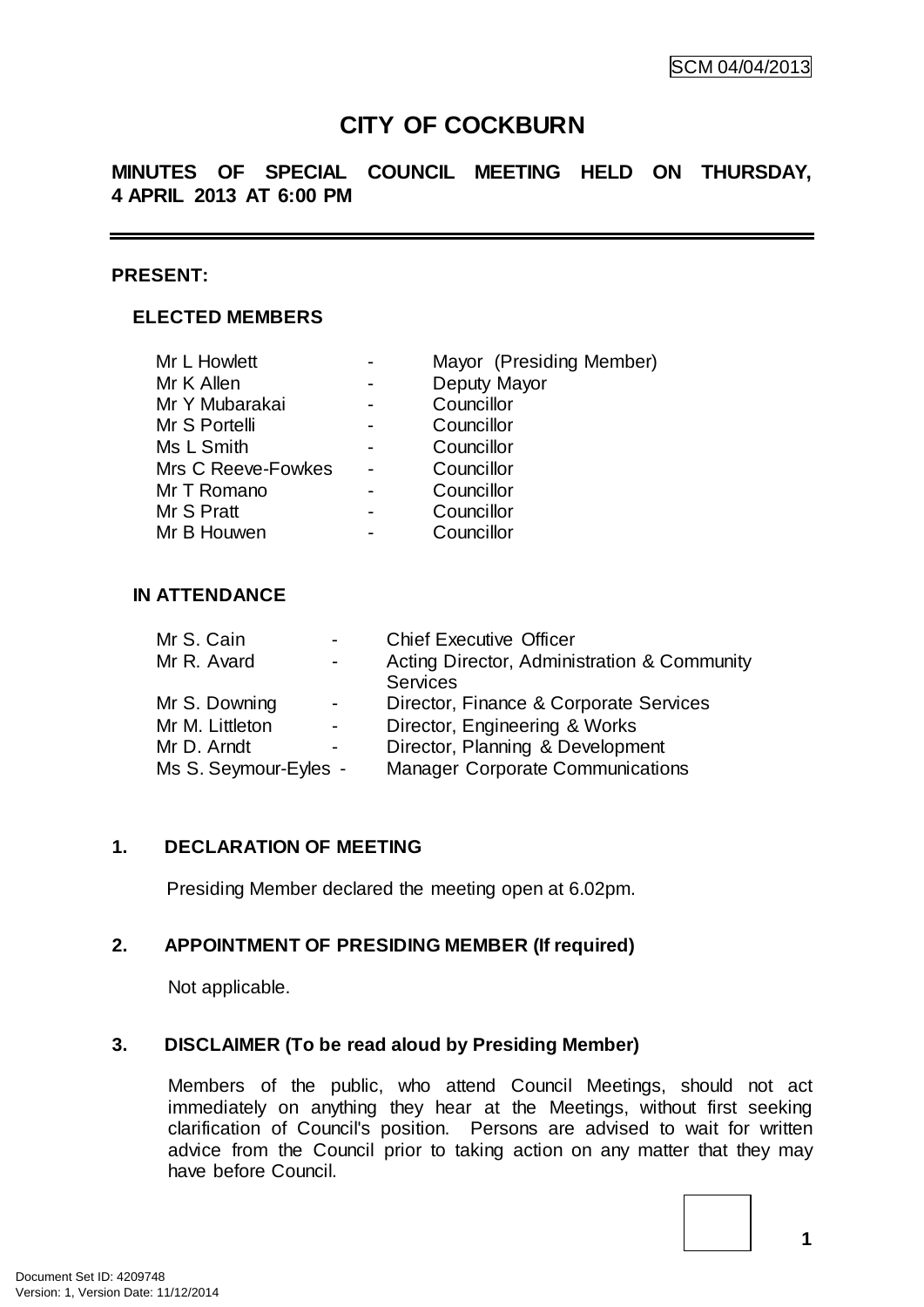SCM 04/04/2013

# CITY OF COCKBURN

## MINUTES OF SPECIAL COUNCIL MEETING HELD ON THURSDAY, 4 APRIL 2013 AT 6:00 PM

---

**PRESENT:**

### ELECTED MEMBERS

| | | |
|---|---|---|
| Mr L Howlett | - | Mayor (Presiding Member) |
| Mr K Allen | - | Deputy Mayor |
| Mr Y Mubarakai | - | Councillor |
| Mr S Portelli | - | Councillor |
| Ms L Smith | - | Councillor |
| Mrs C Reeve-Fowkes | - | Councillor |
| Mr T Romano | - | Councillor |
| Mr S Pratt | - | Councillor |
| Mr B Houwen | - | Councillor |

### IN ATTENDANCE

| | | |
|---|---|---|
| Mr S. Cain | - | Chief Executive Officer |
| Mr R. Avard | - | Acting Director, Administration & Community Services |
| Mr S. Downing | - | Director, Finance & Corporate Services |
| Mr M. Littleton | - | Director, Engineering & Works |
| Mr D. Arndt | - | Director, Planning & Development |
| Ms S. Seymour-Eyles | - | Manager Corporate Communications |

### 1. DECLARATION OF MEETING

Presiding Member declared the meeting open at 6.02pm.

### 2. APPOINTMENT OF PRESIDING MEMBER (If required)

Not applicable.

### 3. DISCLAIMER (To be read aloud by Presiding Member)

Members of the public, who attend Council Meetings, should not act immediately on anything they hear at the Meetings, without first seeking clarification of Council's position. Persons are advised to wait for written advice from the Council prior to taking action on any matter that they may have before Council.

Document Set ID: 4209748
Version: 1, Version Date: 11/12/2014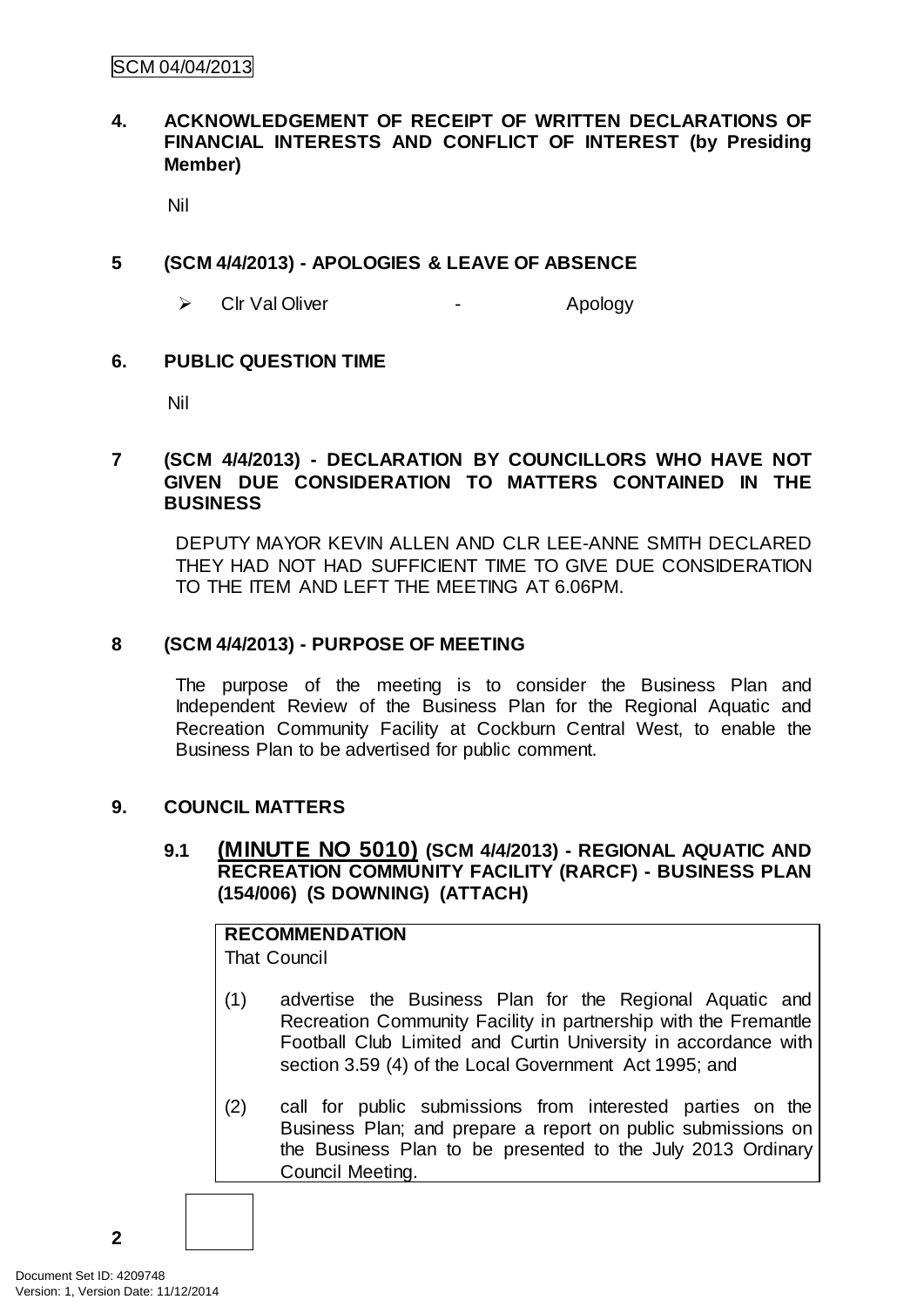**4. ACKNOWLEDGEMENT OF RECEIPT OF WRITTEN DECLARATIONS OF FINANCIAL INTERESTS AND CONFLICT OF INTEREST (by Presiding Member)**

Nil

**5 (SCM 4/4/2013) - APOLOGIES & LEAVE OF ABSENCE**

- Clr Val Oliver - Apology

**6. PUBLIC QUESTION TIME**

Nil

**7 (SCM 4/4/2013) - DECLARATION BY COUNCILLORS WHO HAVE NOT GIVEN DUE CONSIDERATION TO MATTERS CONTAINED IN THE BUSINESS**

DEPUTY MAYOR KEVIN ALLEN AND CLR LEE-ANNE SMITH DECLARED THEY HAD NOT HAD SUFFICIENT TIME TO GIVE DUE CONSIDERATION TO THE ITEM AND LEFT THE MEETING AT 6.06PM.

**8 (SCM 4/4/2013) - PURPOSE OF MEETING**

The purpose of the meeting is to consider the Business Plan and Independent Review of the Business Plan for the Regional Aquatic and Recreation Community Facility at Cockburn Central West, to enable the Business Plan to be advertised for public comment.

**9. COUNCIL MATTERS**

**9.1 (MINUTE NO 5010) (SCM 4/4/2013) - REGIONAL AQUATIC AND RECREATION COMMUNITY FACILITY (RARCF) - BUSINESS PLAN (154/006) (S DOWNING) (ATTACH)**

**RECOMMENDATION**

That Council

(1) advertise the Business Plan for the Regional Aquatic and Recreation Community Facility in partnership with the Fremantle Football Club Limited and Curtin University in accordance with section 3.59 (4) of the Local Government Act 1995; and

(2) call for public submissions from interested parties on the Business Plan; and prepare a report on public submissions on the Business Plan to be presented to the July 2013 Ordinary Council Meeting.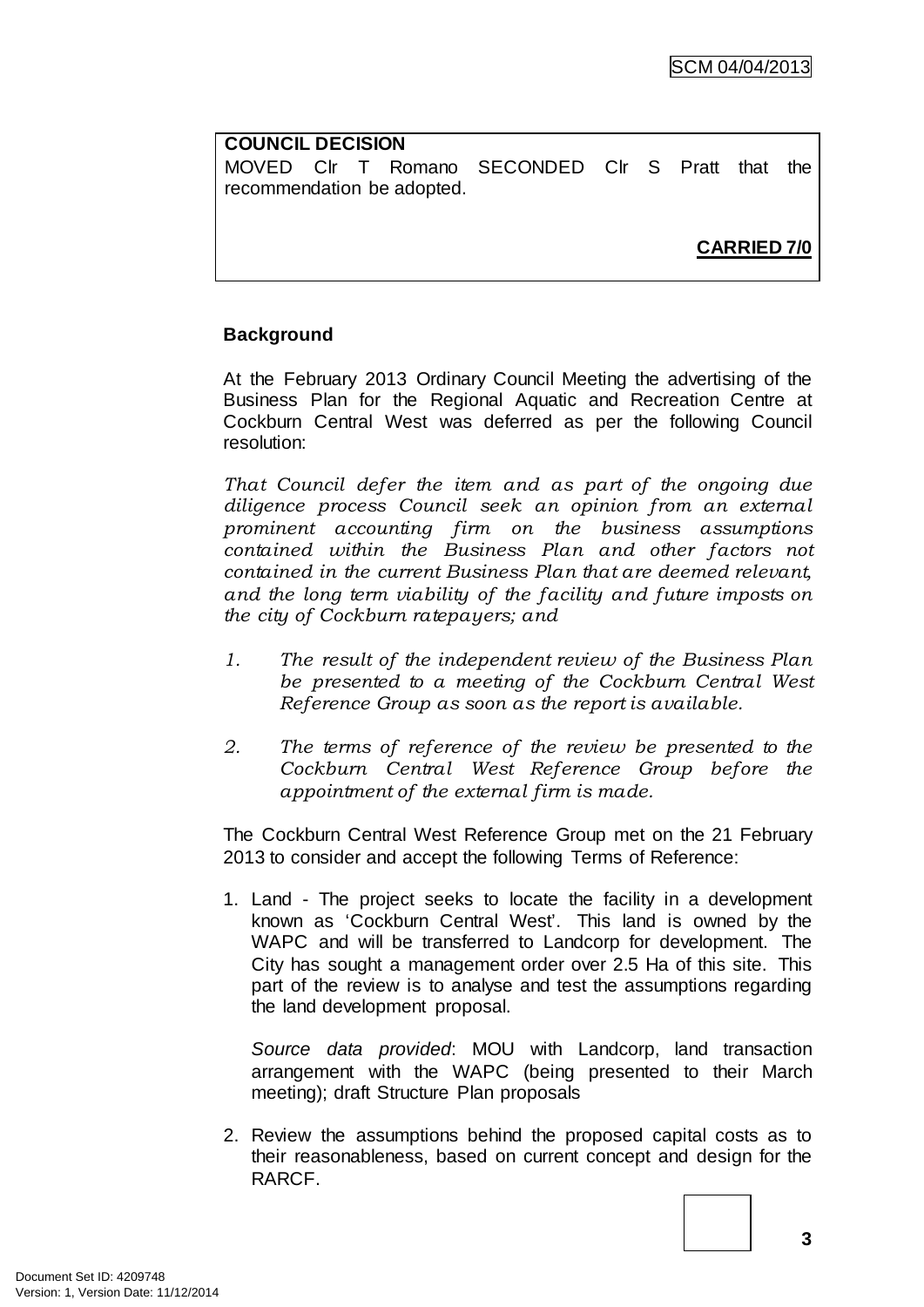**COUNCIL DECISION**

MOVED Clr T Romano SECONDED Clr S Pratt that the recommendation be adopted.

**CARRIED 7/0**

**Background**

At the February 2013 Ordinary Council Meeting the advertising of the Business Plan for the Regional Aquatic and Recreation Centre at Cockburn Central West was deferred as per the following Council resolution:

*That Council defer the item and as part of the ongoing due diligence process Council seek an opinion from an external prominent accounting firm on the business assumptions contained within the Business Plan and other factors not contained in the current Business Plan that are deemed relevant, and the long term viability of the facility and future imposts on the city of Cockburn ratepayers; and*

1. *The result of the independent review of the Business Plan be presented to a meeting of the Cockburn Central West Reference Group as soon as the report is available.*

2. *The terms of reference of the review be presented to the Cockburn Central West Reference Group before the appointment of the external firm is made.*

The Cockburn Central West Reference Group met on the 21 February 2013 to consider and accept the following Terms of Reference:

1. Land - The project seeks to locate the facility in a development known as 'Cockburn Central West'. This land is owned by the WAPC and will be transferred to Landcorp for development. The City has sought a management order over 2.5 Ha of this site. This part of the review is to analyse and test the assumptions regarding the land development proposal.

   *Source data provided*: MOU with Landcorp, land transaction arrangement with the WAPC (being presented to their March meeting); draft Structure Plan proposals

2. Review the assumptions behind the proposed capital costs as to their reasonableness, based on current concept and design for the RARCF.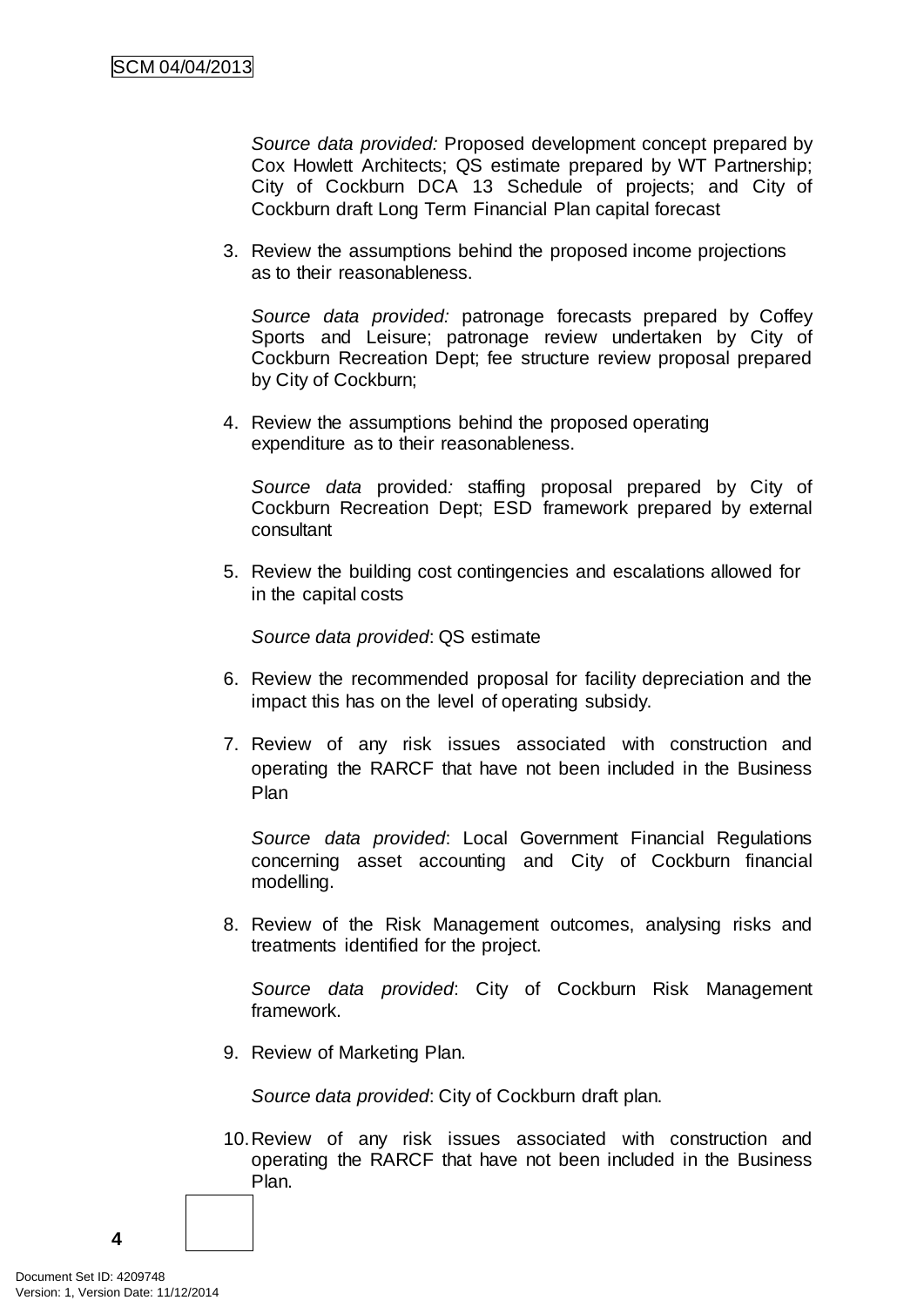*Source data provided:* Proposed development concept prepared by Cox Howlett Architects; QS estimate prepared by WT Partnership; City of Cockburn DCA 13 Schedule of projects; and City of Cockburn draft Long Term Financial Plan capital forecast

3. Review the assumptions behind the proposed income projections as to their reasonableness.

   *Source data provided:* patronage forecasts prepared by Coffey Sports and Leisure; patronage review undertaken by City of Cockburn Recreation Dept; fee structure review proposal prepared by City of Cockburn;

4. Review the assumptions behind the proposed operating expenditure as to their reasonableness.

   *Source data* provided*:* staffing proposal prepared by City of Cockburn Recreation Dept; ESD framework prepared by external consultant

5. Review the building cost contingencies and escalations allowed for in the capital costs

   *Source data provided*: QS estimate

6. Review the recommended proposal for facility depreciation and the impact this has on the level of operating subsidy.

7. Review of any risk issues associated with construction and operating the RARCF that have not been included in the Business Plan

   *Source data provided*: Local Government Financial Regulations concerning asset accounting and City of Cockburn financial modelling.

8. Review of the Risk Management outcomes, analysing risks and treatments identified for the project.

   *Source data provided*: City of Cockburn Risk Management framework.

9. Review of Marketing Plan.

   *Source data provided*: City of Cockburn draft plan.

10. Review of any risk issues associated with construction and operating the RARCF that have not been included in the Business Plan.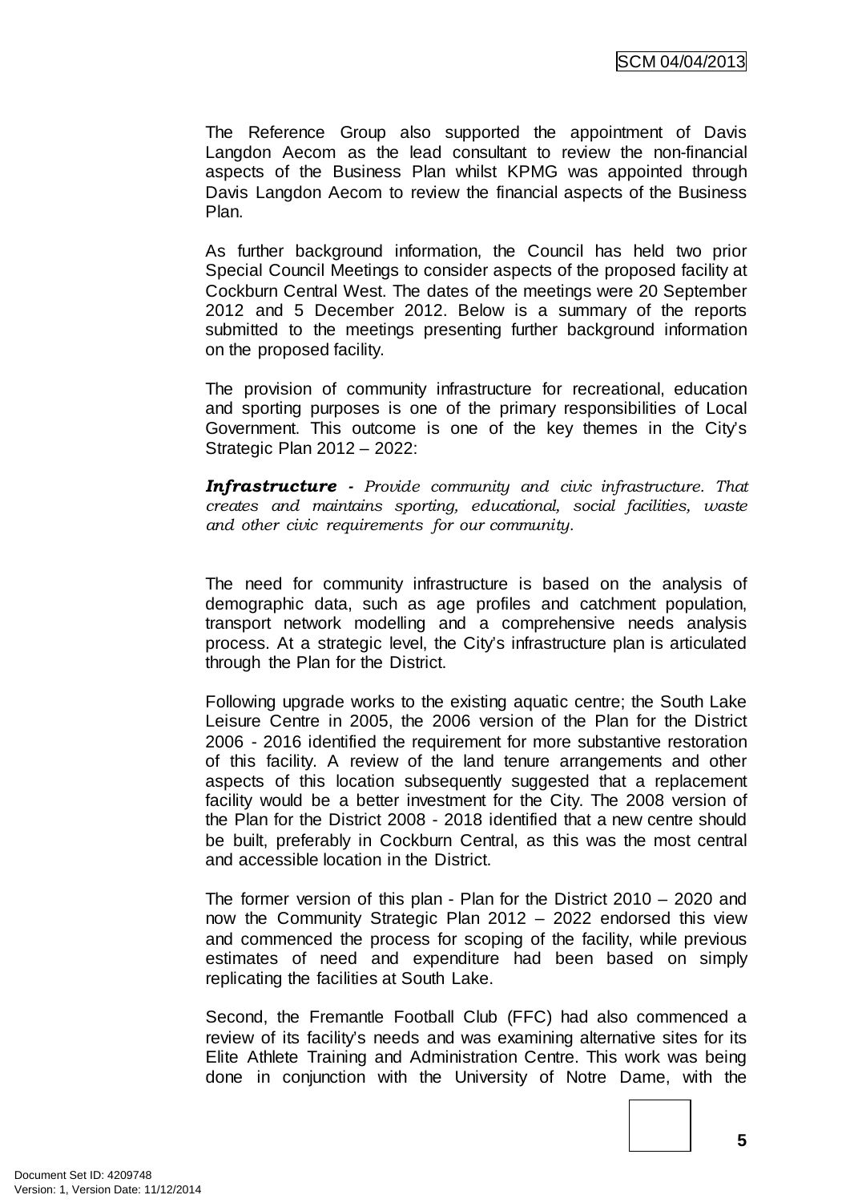The Reference Group also supported the appointment of Davis Langdon Aecom as the lead consultant to review the non-financial aspects of the Business Plan whilst KPMG was appointed through Davis Langdon Aecom to review the financial aspects of the Business Plan.

As further background information, the Council has held two prior Special Council Meetings to consider aspects of the proposed facility at Cockburn Central West. The dates of the meetings were 20 September 2012 and 5 December 2012. Below is a summary of the reports submitted to the meetings presenting further background information on the proposed facility.

The provision of community infrastructure for recreational, education and sporting purposes is one of the primary responsibilities of Local Government. This outcome is one of the key themes in the City's Strategic Plan 2012 – 2022:

***Infrastructure*** *- Provide community and civic infrastructure. That creates and maintains sporting, educational, social facilities, waste and other civic requirements for our community.*

The need for community infrastructure is based on the analysis of demographic data, such as age profiles and catchment population, transport network modelling and a comprehensive needs analysis process. At a strategic level, the City's infrastructure plan is articulated through the Plan for the District.

Following upgrade works to the existing aquatic centre; the South Lake Leisure Centre in 2005, the 2006 version of the Plan for the District 2006 - 2016 identified the requirement for more substantive restoration of this facility. A review of the land tenure arrangements and other aspects of this location subsequently suggested that a replacement facility would be a better investment for the City. The 2008 version of the Plan for the District 2008 - 2018 identified that a new centre should be built, preferably in Cockburn Central, as this was the most central and accessible location in the District.

The former version of this plan - Plan for the District 2010 – 2020 and now the Community Strategic Plan 2012 – 2022 endorsed this view and commenced the process for scoping of the facility, while previous estimates of need and expenditure had been based on simply replicating the facilities at South Lake.

Second, the Fremantle Football Club (FFC) had also commenced a review of its facility's needs and was examining alternative sites for its Elite Athlete Training and Administration Centre. This work was being done in conjunction with the University of Notre Dame, with the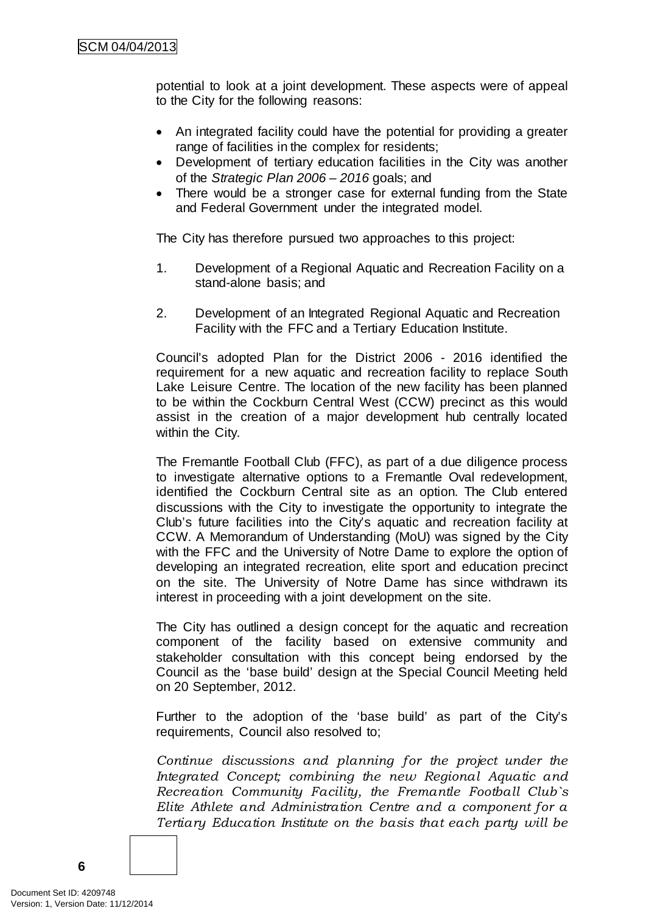potential to look at a joint development. These aspects were of appeal to the City for the following reasons:

- An integrated facility could have the potential for providing a greater range of facilities in the complex for residents;
- Development of tertiary education facilities in the City was another of the *Strategic Plan 2006 – 2016* goals; and
- There would be a stronger case for external funding from the State and Federal Government under the integrated model.

The City has therefore pursued two approaches to this project:

1. Development of a Regional Aquatic and Recreation Facility on a stand-alone basis; and

2. Development of an Integrated Regional Aquatic and Recreation Facility with the FFC and a Tertiary Education Institute.

Council's adopted Plan for the District 2006 - 2016 identified the requirement for a new aquatic and recreation facility to replace South Lake Leisure Centre. The location of the new facility has been planned to be within the Cockburn Central West (CCW) precinct as this would assist in the creation of a major development hub centrally located within the City.

The Fremantle Football Club (FFC), as part of a due diligence process to investigate alternative options to a Fremantle Oval redevelopment, identified the Cockburn Central site as an option. The Club entered discussions with the City to investigate the opportunity to integrate the Club's future facilities into the City's aquatic and recreation facility at CCW. A Memorandum of Understanding (MoU) was signed by the City with the FFC and the University of Notre Dame to explore the option of developing an integrated recreation, elite sport and education precinct on the site. The University of Notre Dame has since withdrawn its interest in proceeding with a joint development on the site.

The City has outlined a design concept for the aquatic and recreation component of the facility based on extensive community and stakeholder consultation with this concept being endorsed by the Council as the 'base build' design at the Special Council Meeting held on 20 September, 2012.

Further to the adoption of the 'base build' as part of the City's requirements, Council also resolved to;

*Continue discussions and planning for the project under the Integrated Concept; combining the new Regional Aquatic and Recreation Community Facility, the Fremantle Football Club`s Elite Athlete and Administration Centre and a component for a Tertiary Education Institute on the basis that each party will be*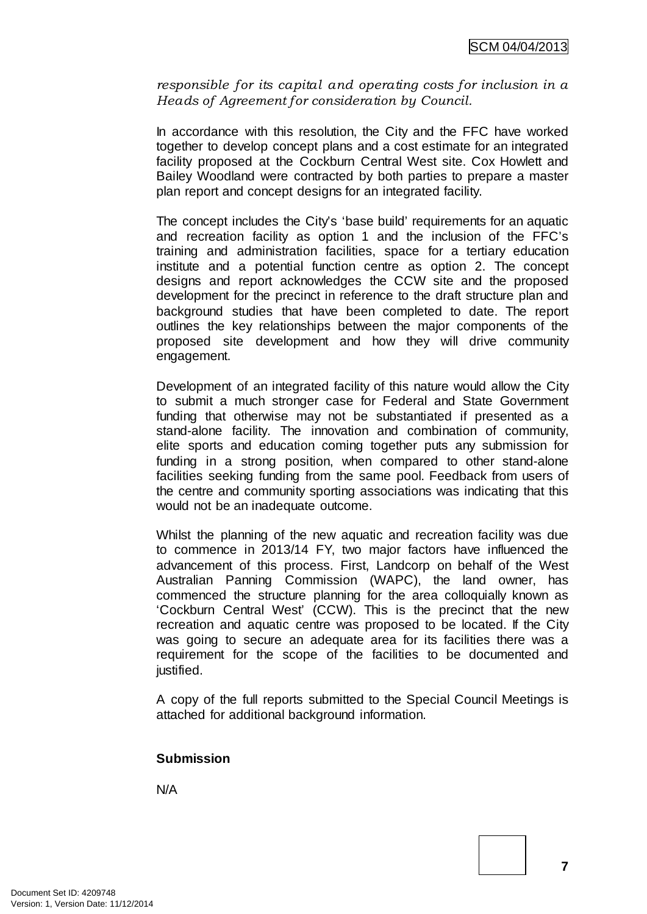*responsible for its capital and operating costs for inclusion in a Heads of Agreement for consideration by Council.*

In accordance with this resolution, the City and the FFC have worked together to develop concept plans and a cost estimate for an integrated facility proposed at the Cockburn Central West site. Cox Howlett and Bailey Woodland were contracted by both parties to prepare a master plan report and concept designs for an integrated facility.

The concept includes the City's 'base build' requirements for an aquatic and recreation facility as option 1 and the inclusion of the FFC's training and administration facilities, space for a tertiary education institute and a potential function centre as option 2. The concept designs and report acknowledges the CCW site and the proposed development for the precinct in reference to the draft structure plan and background studies that have been completed to date. The report outlines the key relationships between the major components of the proposed site development and how they will drive community engagement.

Development of an integrated facility of this nature would allow the City to submit a much stronger case for Federal and State Government funding that otherwise may not be substantiated if presented as a stand-alone facility. The innovation and combination of community, elite sports and education coming together puts any submission for funding in a strong position, when compared to other stand-alone facilities seeking funding from the same pool. Feedback from users of the centre and community sporting associations was indicating that this would not be an inadequate outcome.

Whilst the planning of the new aquatic and recreation facility was due to commence in 2013/14 FY, two major factors have influenced the advancement of this process. First, Landcorp on behalf of the West Australian Panning Commission (WAPC), the land owner, has commenced the structure planning for the area colloquially known as 'Cockburn Central West' (CCW). This is the precinct that the new recreation and aquatic centre was proposed to be located. If the City was going to secure an adequate area for its facilities there was a requirement for the scope of the facilities to be documented and justified.

A copy of the full reports submitted to the Special Council Meetings is attached for additional background information.

**Submission**

N/A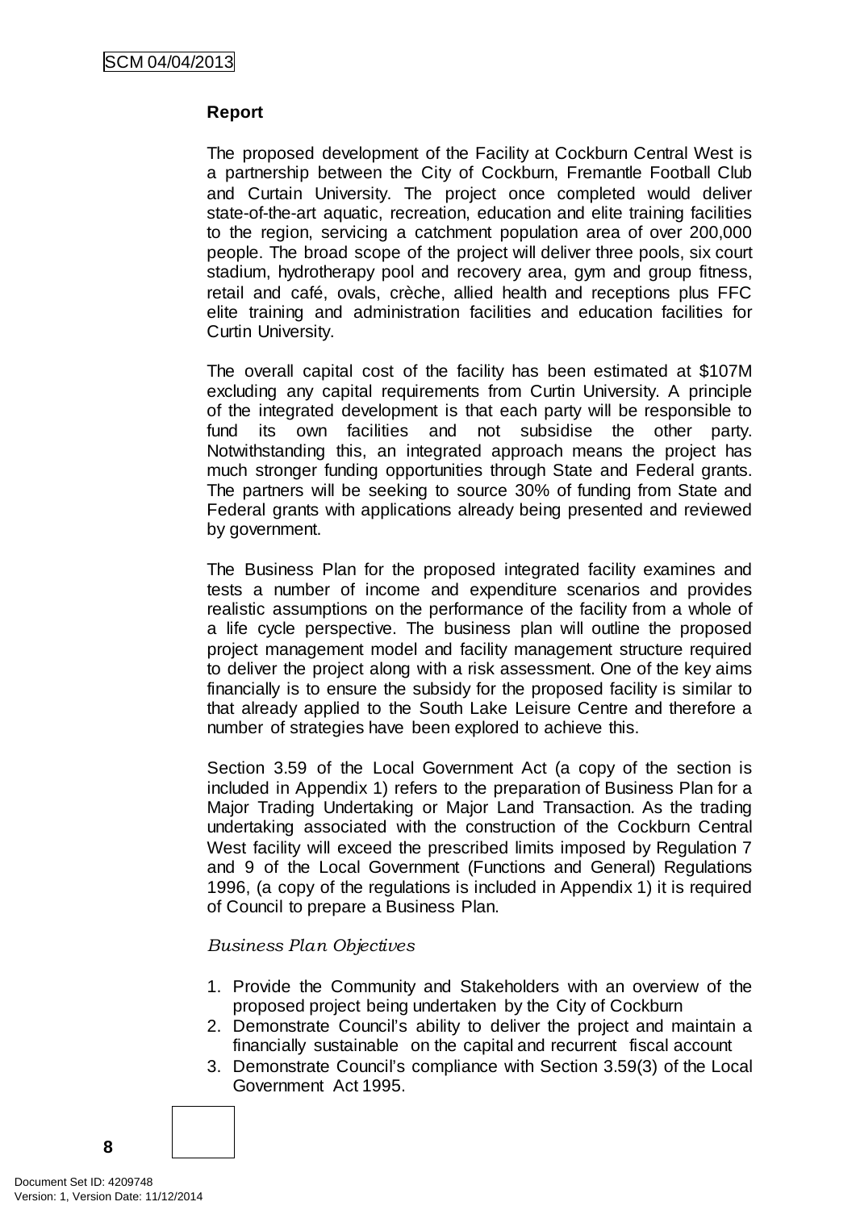## Report

The proposed development of the Facility at Cockburn Central West is a partnership between the City of Cockburn, Fremantle Football Club and Curtain University. The project once completed would deliver state-of-the-art aquatic, recreation, education and elite training facilities to the region, servicing a catchment population area of over 200,000 people. The broad scope of the project will deliver three pools, six court stadium, hydrotherapy pool and recovery area, gym and group fitness, retail and café, ovals, crèche, allied health and receptions plus FFC elite training and administration facilities and education facilities for Curtin University.

The overall capital cost of the facility has been estimated at $107M excluding any capital requirements from Curtin University. A principle of the integrated development is that each party will be responsible to fund its own facilities and not subsidise the other party. Notwithstanding this, an integrated approach means the project has much stronger funding opportunities through State and Federal grants. The partners will be seeking to source 30% of funding from State and Federal grants with applications already being presented and reviewed by government.

The Business Plan for the proposed integrated facility examines and tests a number of income and expenditure scenarios and provides realistic assumptions on the performance of the facility from a whole of a life cycle perspective. The business plan will outline the proposed project management model and facility management structure required to deliver the project along with a risk assessment. One of the key aims financially is to ensure the subsidy for the proposed facility is similar to that already applied to the South Lake Leisure Centre and therefore a number of strategies have been explored to achieve this.

Section 3.59 of the Local Government Act (a copy of the section is included in Appendix 1) refers to the preparation of Business Plan for a Major Trading Undertaking or Major Land Transaction. As the trading undertaking associated with the construction of the Cockburn Central West facility will exceed the prescribed limits imposed by Regulation 7 and 9 of the Local Government (Functions and General) Regulations 1996, (a copy of the regulations is included in Appendix 1) it is required of Council to prepare a Business Plan.

*Business Plan Objectives*

1. Provide the Community and Stakeholders with an overview of the proposed project being undertaken by the City of Cockburn
2. Demonstrate Council's ability to deliver the project and maintain a financially sustainable on the capital and recurrent fiscal account
3. Demonstrate Council's compliance with Section 3.59(3) of the Local Government Act 1995.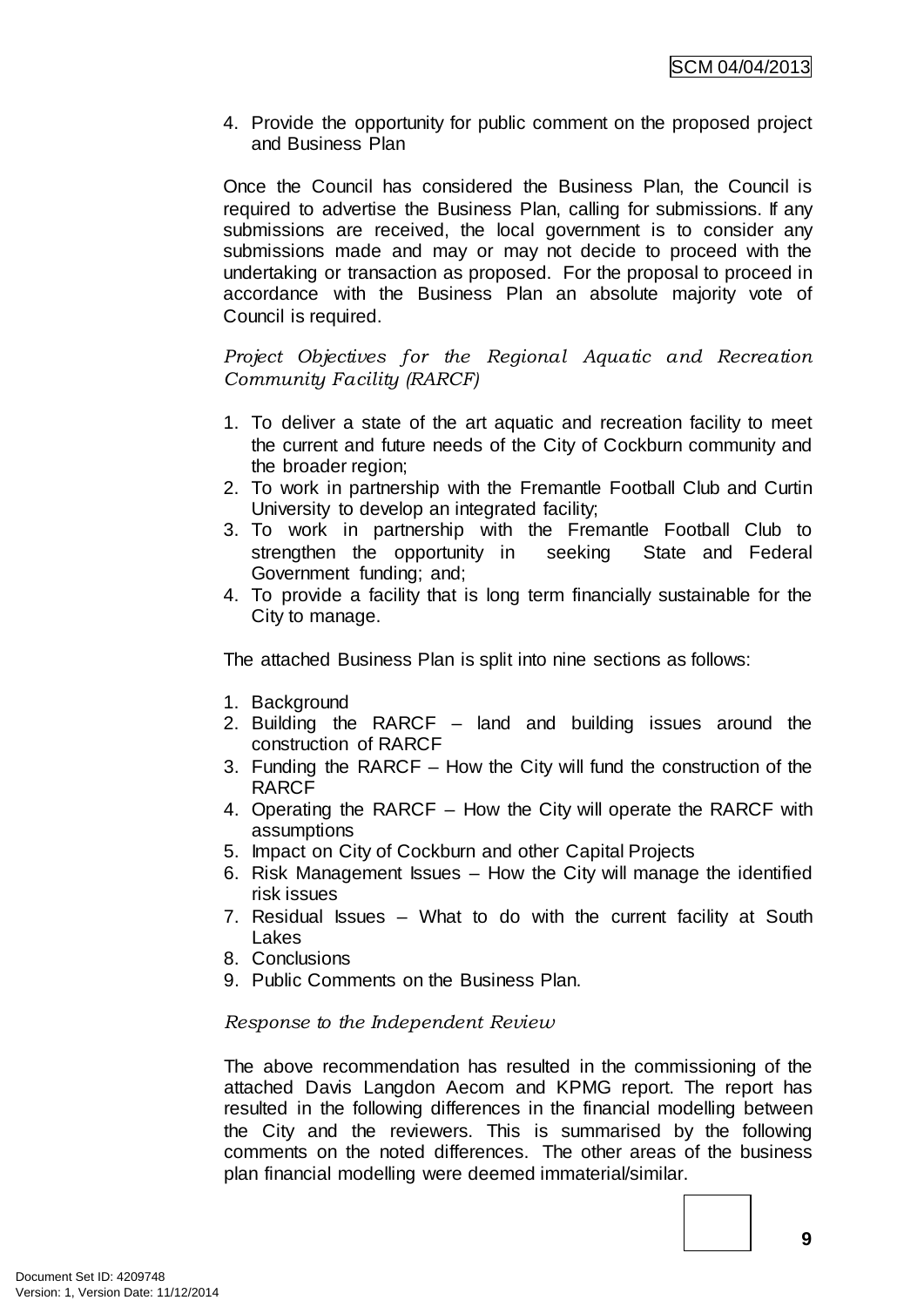4. Provide the opportunity for public comment on the proposed project and Business Plan

Once the Council has considered the Business Plan, the Council is required to advertise the Business Plan, calling for submissions. If any submissions are received, the local government is to consider any submissions made and may or may not decide to proceed with the undertaking or transaction as proposed. For the proposal to proceed in accordance with the Business Plan an absolute majority vote of Council is required.

*Project Objectives for the Regional Aquatic and Recreation Community Facility (RARCF)*

1. To deliver a state of the art aquatic and recreation facility to meet the current and future needs of the City of Cockburn community and the broader region;
2. To work in partnership with the Fremantle Football Club and Curtin University to develop an integrated facility;
3. To work in partnership with the Fremantle Football Club to strengthen the opportunity in seeking State and Federal Government funding; and;
4. To provide a facility that is long term financially sustainable for the City to manage.

The attached Business Plan is split into nine sections as follows:

1. Background
2. Building the RARCF – land and building issues around the construction of RARCF
3. Funding the RARCF – How the City will fund the construction of the RARCF
4. Operating the RARCF – How the City will operate the RARCF with assumptions
5. Impact on City of Cockburn and other Capital Projects
6. Risk Management Issues – How the City will manage the identified risk issues
7. Residual Issues – What to do with the current facility at South Lakes
8. Conclusions
9. Public Comments on the Business Plan.

*Response to the Independent Review*

The above recommendation has resulted in the commissioning of the attached Davis Langdon Aecom and KPMG report. The report has resulted in the following differences in the financial modelling between the City and the reviewers. This is summarised by the following comments on the noted differences. The other areas of the business plan financial modelling were deemed immaterial/similar.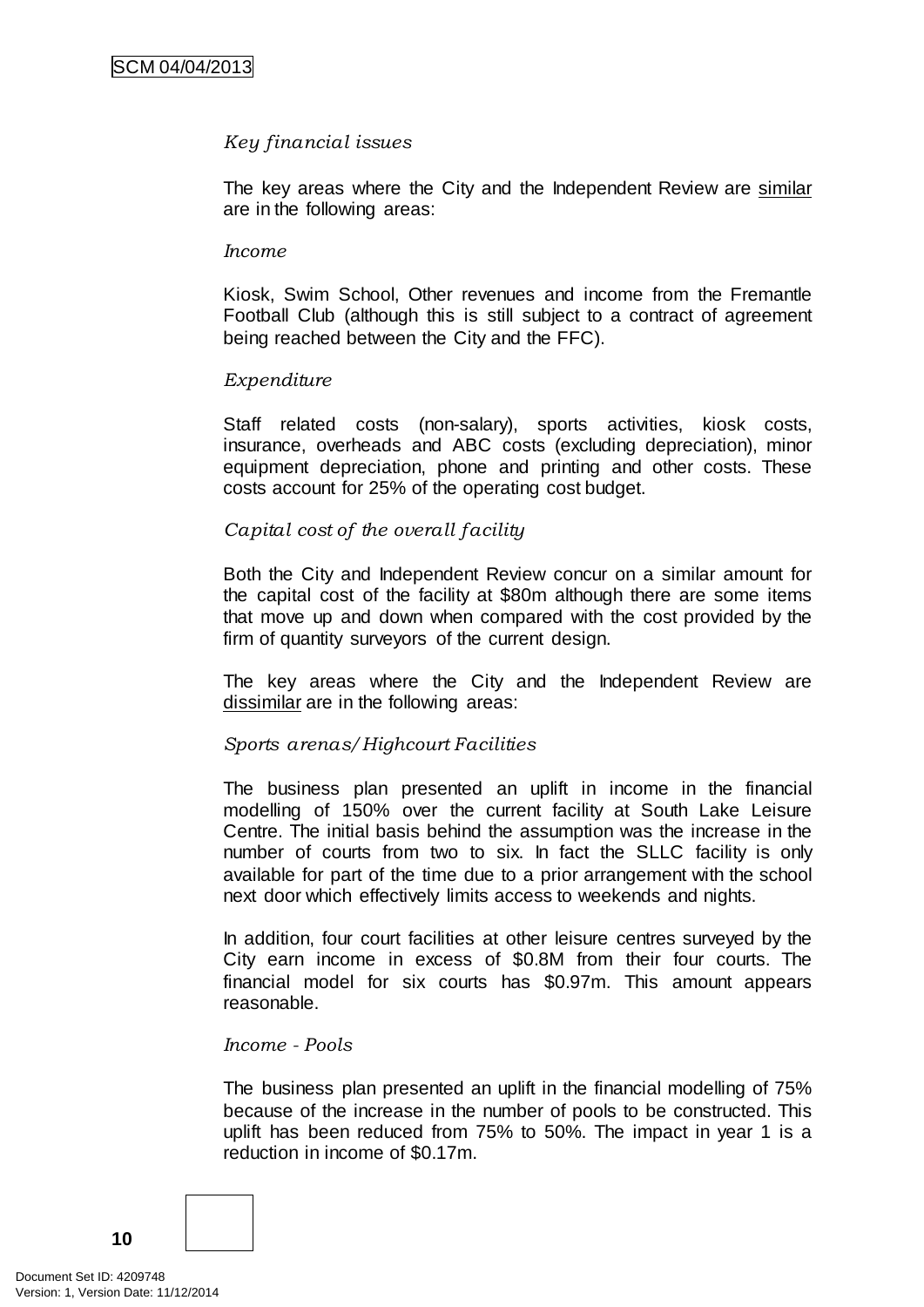*Key financial issues*

The key areas where the City and the Independent Review are <u>similar</u> are in the following areas:

*Income*

Kiosk, Swim School, Other revenues and income from the Fremantle Football Club (although this is still subject to a contract of agreement being reached between the City and the FFC).

*Expenditure*

Staff related costs (non-salary), sports activities, kiosk costs, insurance, overheads and ABC costs (excluding depreciation), minor equipment depreciation, phone and printing and other costs. These costs account for 25% of the operating cost budget.

*Capital cost of the overall facility*

Both the City and Independent Review concur on a similar amount for the capital cost of the facility at $80m although there are some items that move up and down when compared with the cost provided by the firm of quantity surveyors of the current design.

The key areas where the City and the Independent Review are <u>dissimilar</u> are in the following areas:

*Sports arenas/Highcourt Facilities*

The business plan presented an uplift in income in the financial modelling of 150% over the current facility at South Lake Leisure Centre. The initial basis behind the assumption was the increase in the number of courts from two to six. In fact the SLLC facility is only available for part of the time due to a prior arrangement with the school next door which effectively limits access to weekends and nights.

In addition, four court facilities at other leisure centres surveyed by the City earn income in excess of $0.8M from their four courts. The financial model for six courts has $0.97m. This amount appears reasonable.

*Income - Pools*

The business plan presented an uplift in the financial modelling of 75% because of the increase in the number of pools to be constructed. This uplift has been reduced from 75% to 50%. The impact in year 1 is a reduction in income of $0.17m.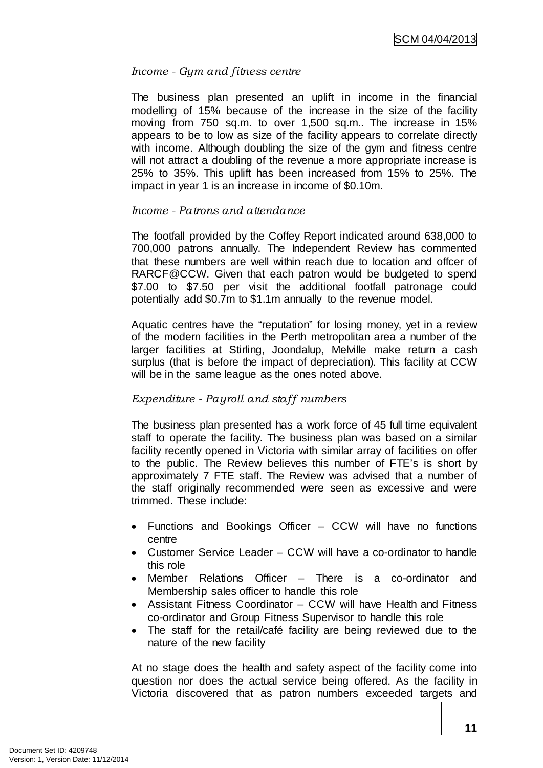*Income - Gym and fitness centre*

The business plan presented an uplift in income in the financial modelling of 15% because of the increase in the size of the facility moving from 750 sq.m. to over 1,500 sq.m.. The increase in 15% appears to be to low as size of the facility appears to correlate directly with income. Although doubling the size of the gym and fitness centre will not attract a doubling of the revenue a more appropriate increase is 25% to 35%. This uplift has been increased from 15% to 25%. The impact in year 1 is an increase in income of $0.10m.

*Income - Patrons and attendance*

The footfall provided by the Coffey Report indicated around 638,000 to 700,000 patrons annually. The Independent Review has commented that these numbers are well within reach due to location and offcer of RARCF@CCW. Given that each patron would be budgeted to spend $7.00 to $7.50 per visit the additional footfall patronage could potentially add $0.7m to $1.1m annually to the revenue model.

Aquatic centres have the "reputation" for losing money, yet in a review of the modern facilities in the Perth metropolitan area a number of the larger facilities at Stirling, Joondalup, Melville make return a cash surplus (that is before the impact of depreciation). This facility at CCW will be in the same league as the ones noted above.

*Expenditure - Payroll and staff numbers*

The business plan presented has a work force of 45 full time equivalent staff to operate the facility. The business plan was based on a similar facility recently opened in Victoria with similar array of facilities on offer to the public. The Review believes this number of FTE's is short by approximately 7 FTE staff. The Review was advised that a number of the staff originally recommended were seen as excessive and were trimmed. These include:

- Functions and Bookings Officer – CCW will have no functions centre
- Customer Service Leader – CCW will have a co-ordinator to handle this role
- Member Relations Officer – There is a co-ordinator and Membership sales officer to handle this role
- Assistant Fitness Coordinator – CCW will have Health and Fitness co-ordinator and Group Fitness Supervisor to handle this role
- The staff for the retail/café facility are being reviewed due to the nature of the new facility

At no stage does the health and safety aspect of the facility come into question nor does the actual service being offered. As the facility in Victoria discovered that as patron numbers exceeded targets and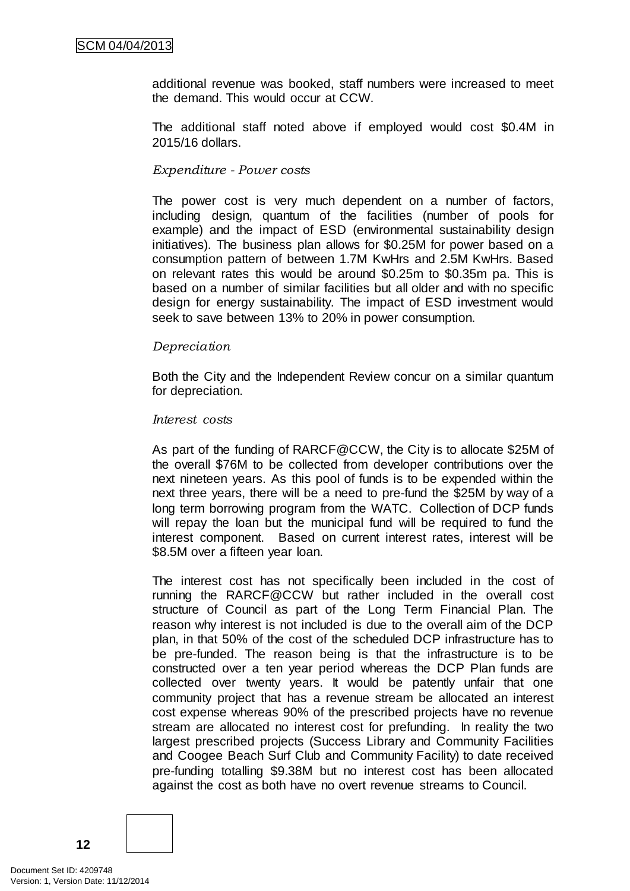additional revenue was booked, staff numbers were increased to meet the demand. This would occur at CCW.

The additional staff noted above if employed would cost $0.4M in 2015/16 dollars.

*Expenditure - Power costs*

The power cost is very much dependent on a number of factors, including design, quantum of the facilities (number of pools for example) and the impact of ESD (environmental sustainability design initiatives). The business plan allows for $0.25M for power based on a consumption pattern of between 1.7M KwHrs and 2.5M KwHrs. Based on relevant rates this would be around $0.25m to $0.35m pa. This is based on a number of similar facilities but all older and with no specific design for energy sustainability. The impact of ESD investment would seek to save between 13% to 20% in power consumption.

*Depreciation*

Both the City and the Independent Review concur on a similar quantum for depreciation.

*Interest costs*

As part of the funding of RARCF@CCW, the City is to allocate $25M of the overall $76M to be collected from developer contributions over the next nineteen years. As this pool of funds is to be expended within the next three years, there will be a need to pre-fund the $25M by way of a long term borrowing program from the WATC. Collection of DCP funds will repay the loan but the municipal fund will be required to fund the interest component. Based on current interest rates, interest will be $8.5M over a fifteen year loan.

The interest cost has not specifically been included in the cost of running the RARCF@CCW but rather included in the overall cost structure of Council as part of the Long Term Financial Plan. The reason why interest is not included is due to the overall aim of the DCP plan, in that 50% of the cost of the scheduled DCP infrastructure has to be pre-funded. The reason being is that the infrastructure is to be constructed over a ten year period whereas the DCP Plan funds are collected over twenty years. It would be patently unfair that one community project that has a revenue stream be allocated an interest cost expense whereas 90% of the prescribed projects have no revenue stream are allocated no interest cost for prefunding. In reality the two largest prescribed projects (Success Library and Community Facilities and Coogee Beach Surf Club and Community Facility) to date received pre-funding totalling $9.38M but no interest cost has been allocated against the cost as both have no overt revenue streams to Council.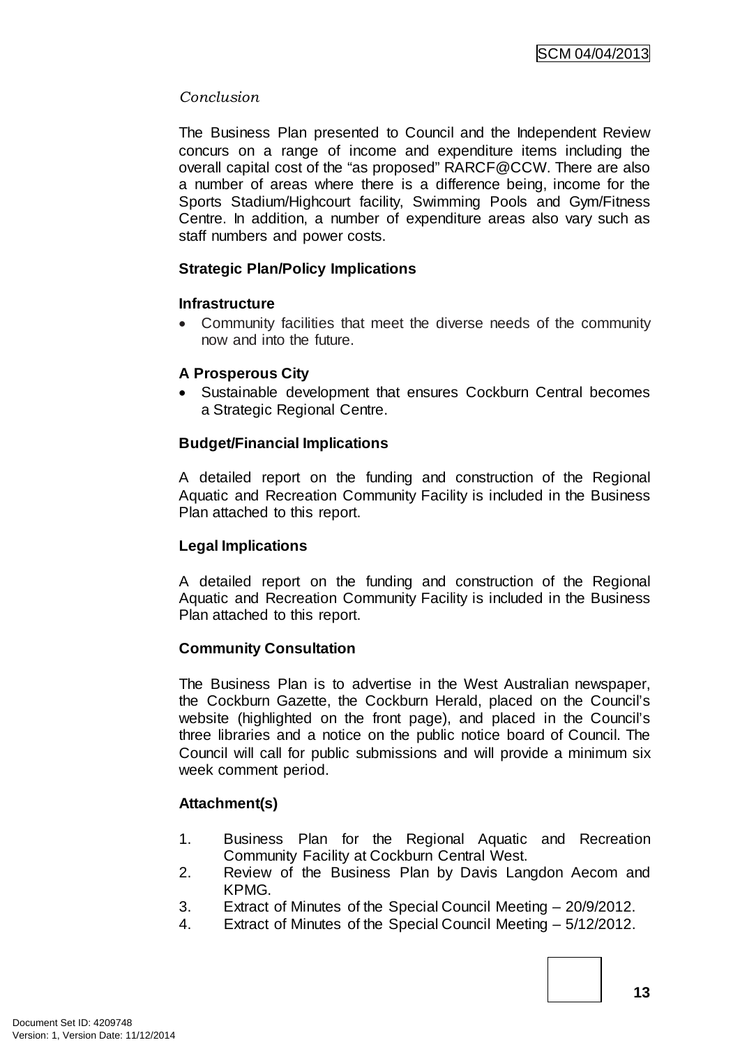*Conclusion*

The Business Plan presented to Council and the Independent Review concurs on a range of income and expenditure items including the overall capital cost of the "as proposed" RARCF@CCW. There are also a number of areas where there is a difference being, income for the Sports Stadium/Highcourt facility, Swimming Pools and Gym/Fitness Centre. In addition, a number of expenditure areas also vary such as staff numbers and power costs.

**Strategic Plan/Policy Implications**

**Infrastructure**

- Community facilities that meet the diverse needs of the community now and into the future.

**A Prosperous City**

- Sustainable development that ensures Cockburn Central becomes a Strategic Regional Centre.

**Budget/Financial Implications**

A detailed report on the funding and construction of the Regional Aquatic and Recreation Community Facility is included in the Business Plan attached to this report.

**Legal Implications**

A detailed report on the funding and construction of the Regional Aquatic and Recreation Community Facility is included in the Business Plan attached to this report.

**Community Consultation**

The Business Plan is to advertise in the West Australian newspaper, the Cockburn Gazette, the Cockburn Herald, placed on the Council's website (highlighted on the front page), and placed in the Council's three libraries and a notice on the public notice board of Council. The Council will call for public submissions and will provide a minimum six week comment period.

**Attachment(s)**

1. Business Plan for the Regional Aquatic and Recreation Community Facility at Cockburn Central West.
2. Review of the Business Plan by Davis Langdon Aecom and KPMG.
3. Extract of Minutes of the Special Council Meeting – 20/9/2012.
4. Extract of Minutes of the Special Council Meeting – 5/12/2012.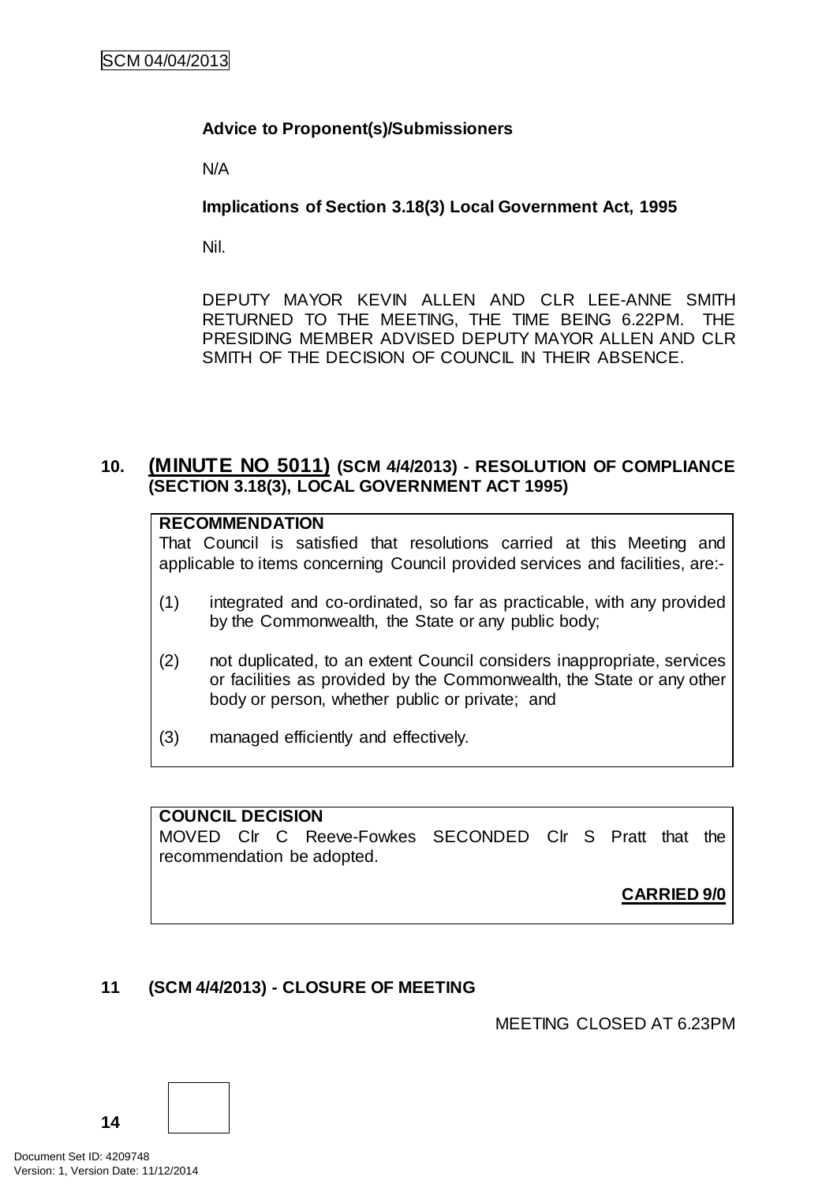**Advice to Proponent(s)/Submissioners**

N/A

**Implications of Section 3.18(3) Local Government Act, 1995**

Nil.

DEPUTY MAYOR KEVIN ALLEN AND CLR LEE-ANNE SMITH RETURNED TO THE MEETING, THE TIME BEING 6.22PM. THE PRESIDING MEMBER ADVISED DEPUTY MAYOR ALLEN AND CLR SMITH OF THE DECISION OF COUNCIL IN THEIR ABSENCE.

## 10. (MINUTE NO 5011) (SCM 4/4/2013) - RESOLUTION OF COMPLIANCE (SECTION 3.18(3), LOCAL GOVERNMENT ACT 1995)

**RECOMMENDATION**

That Council is satisfied that resolutions carried at this Meeting and applicable to items concerning Council provided services and facilities, are:-

(1) integrated and co-ordinated, so far as practicable, with any provided by the Commonwealth, the State or any public body;

(2) not duplicated, to an extent Council considers inappropriate, services or facilities as provided by the Commonwealth, the State or any other body or person, whether public or private; and

(3) managed efficiently and effectively.

**COUNCIL DECISION**

MOVED Clr C Reeve-Fowkes SECONDED Clr S Pratt that the recommendation be adopted.

**CARRIED 9/0**

## 11 (SCM 4/4/2013) - CLOSURE OF MEETING

MEETING CLOSED AT 6.23PM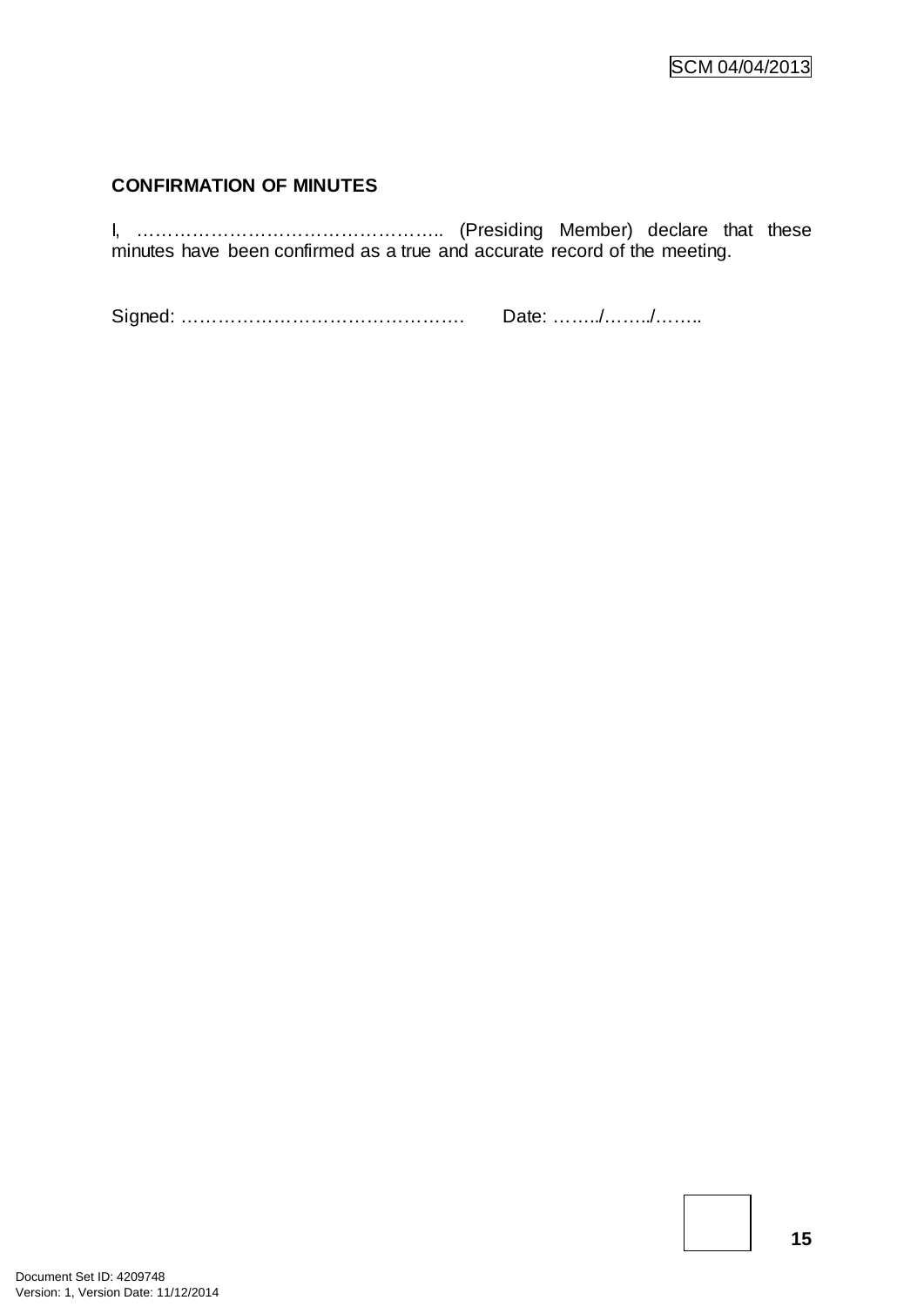## CONFIRMATION OF MINUTES

I, ………………………………………….. (Presiding Member) declare that these minutes have been confirmed as a true and accurate record of the meeting.

Signed: ……………………………………… Date: ……../……../……..